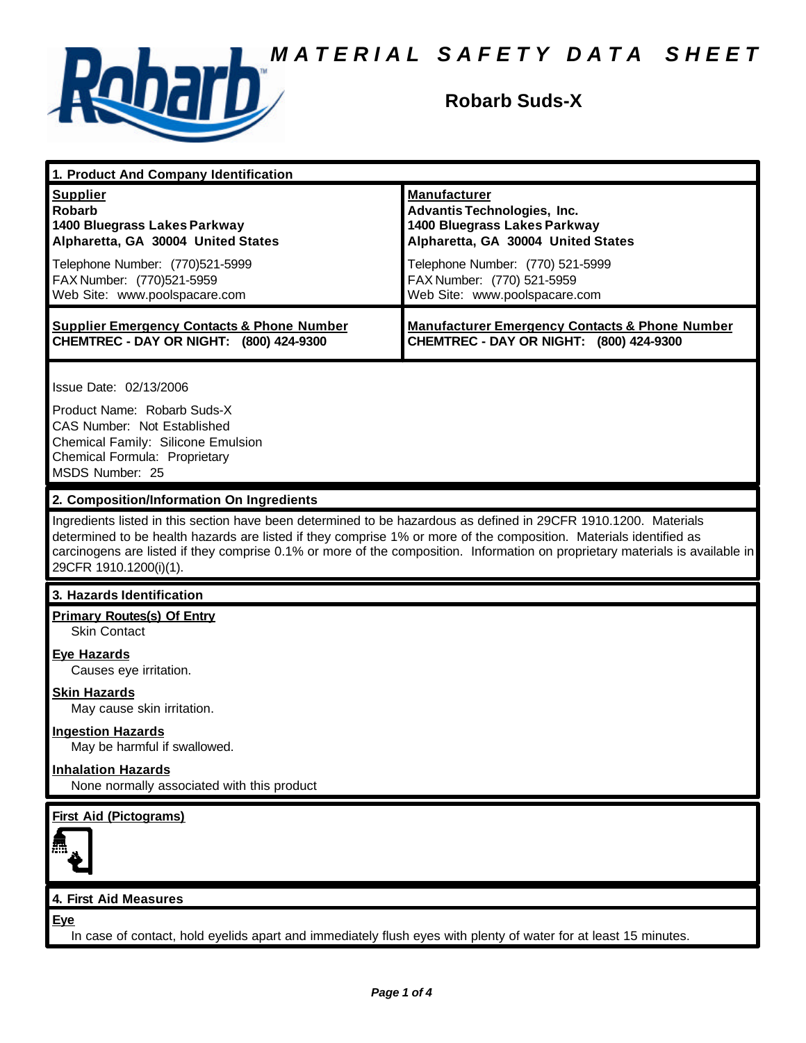# MATERIAL SAFETY DATA SHEET

## Robarb Suds-X

### 1. Product And Company Identification

| **Supplier** | **Manufacturer** |
|---|---|
| **Robarb**<br>**1400 Bluegrass Lakes Parkway**<br>**Alpharetta, GA 30004 United States** | **Advantis Technologies, Inc.**<br>**1400 Bluegrass Lakes Parkway**<br>**Alpharetta, GA 30004 United States** |
| Telephone Number: (770)521-5999<br>FAX Number: (770)521-5959<br>Web Site: www.poolspacare.com | Telephone Number: (770) 521-5999<br>FAX Number: (770) 521-5959<br>Web Site: www.poolspacare.com |
| **Supplier Emergency Contacts & Phone Number**<br>**CHEMTREC - DAY OR NIGHT: (800) 424-9300** | **Manufacturer Emergency Contacts & Phone Number**<br>**CHEMTREC - DAY OR NIGHT: (800) 424-9300** |

Issue Date: 02/13/2006

Product Name: Robarb Suds-X
CAS Number: Not Established
Chemical Family: Silicone Emulsion
Chemical Formula: Proprietary
MSDS Number: 25

### 2. Composition/Information On Ingredients

Ingredients listed in this section have been determined to be hazardous as defined in 29CFR 1910.1200. Materials determined to be health hazards are listed if they comprise 1% or more of the composition. Materials identified as carcinogens are listed if they comprise 0.1% or more of the composition. Information on proprietary materials is available in 29CFR 1910.1200(i)(1).

### 3. Hazards Identification

**Primary Routes(s) Of Entry**
Skin Contact

**Eye Hazards**
Causes eye irritation.

**Skin Hazards**
May cause skin irritation.

**Ingestion Hazards**
May be harmful if swallowed.

**Inhalation Hazards**
None normally associated with this product

**First Aid (Pictograms)**

### 4. First Aid Measures

**Eye**
In case of contact, hold eyelids apart and immediately flush eyes with plenty of water for at least 15 minutes.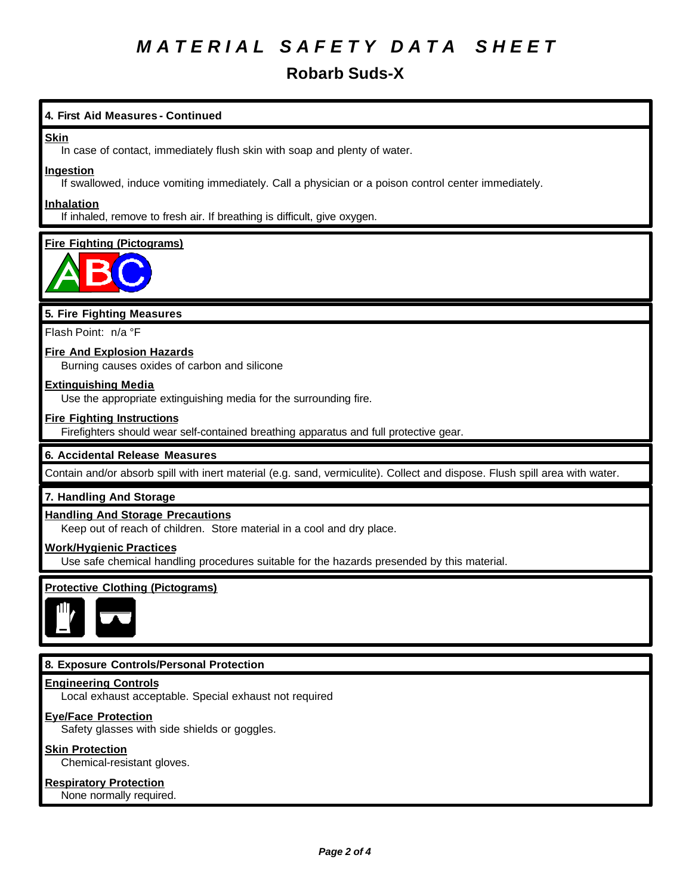# MATERIAL SAFETY DATA SHEET

## Robarb Suds-X

### 4. First Aid Measures - Continued

**Skin**

In case of contact, immediately flush skin with soap and plenty of water.

**Ingestion**

If swallowed, induce vomiting immediately. Call a physician or a poison control center immediately.

**Inhalation**

If inhaled, remove to fresh air. If breathing is difficult, give oxygen.

**Fire Fighting (Pictograms)**

### 5. Fire Fighting Measures

Flash Point: n/a °F

**Fire And Explosion Hazards**

Burning causes oxides of carbon and silicone

**Extinguishing Media**

Use the appropriate extinguishing media for the surrounding fire.

**Fire Fighting Instructions**

Firefighters should wear self-contained breathing apparatus and full protective gear.

### 6. Accidental Release Measures

Contain and/or absorb spill with inert material (e.g. sand, vermiculite). Collect and dispose. Flush spill area with water.

### 7. Handling And Storage

**Handling And Storage Precautions**

Keep out of reach of children. Store material in a cool and dry place.

**Work/Hygienic Practices**

Use safe chemical handling procedures suitable for the hazards presended by this material.

**Protective Clothing (Pictograms)**

### 8. Exposure Controls/Personal Protection

**Engineering Controls**

Local exhaust acceptable. Special exhaust not required

**Eye/Face Protection**

Safety glasses with side shields or goggles.

**Skin Protection**

Chemical-resistant gloves.

**Respiratory Protection**

None normally required.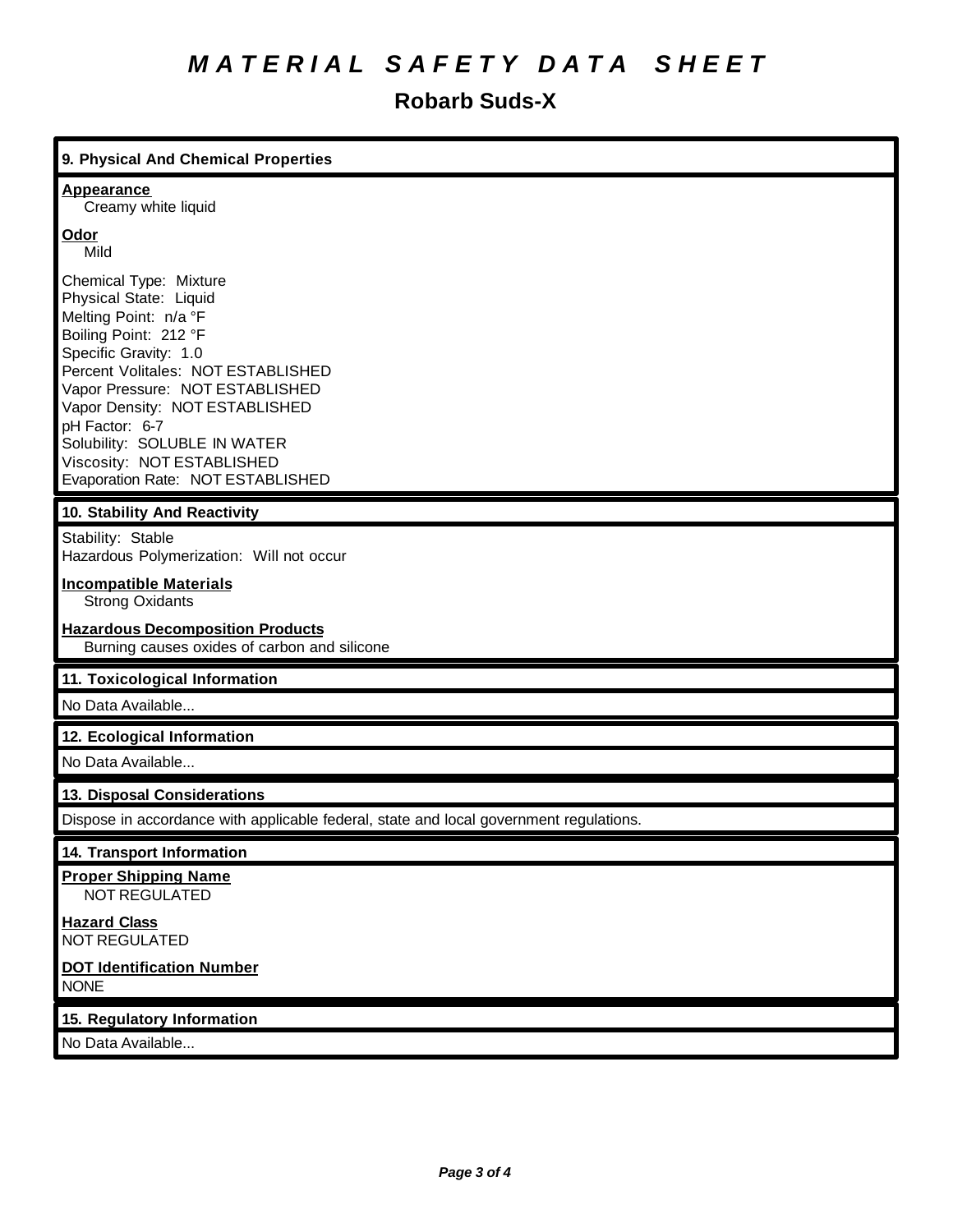# MATERIAL SAFETY DATA SHEET

## Robarb Suds-X

### 9. Physical And Chemical Properties

**Appearance**
Creamy white liquid

**Odor**
Mild

Chemical Type: Mixture
Physical State: Liquid
Melting Point: n/a °F
Boiling Point: 212 °F
Specific Gravity: 1.0
Percent Volitales: NOT ESTABLISHED
Vapor Pressure: NOT ESTABLISHED
Vapor Density: NOT ESTABLISHED
pH Factor: 6-7
Solubility: SOLUBLE IN WATER
Viscosity: NOT ESTABLISHED
Evaporation Rate: NOT ESTABLISHED

### 10. Stability And Reactivity

Stability: Stable
Hazardous Polymerization: Will not occur

**Incompatible Materials**
Strong Oxidants

**Hazardous Decomposition Products**
Burning causes oxides of carbon and silicone

### 11. Toxicological Information

No Data Available...

### 12. Ecological Information

No Data Available...

### 13. Disposal Considerations

Dispose in accordance with applicable federal, state and local government regulations.

### 14. Transport Information

**Proper Shipping Name**
NOT REGULATED

**Hazard Class**
NOT REGULATED

**DOT Identification Number**
NONE

### 15. Regulatory Information

No Data Available...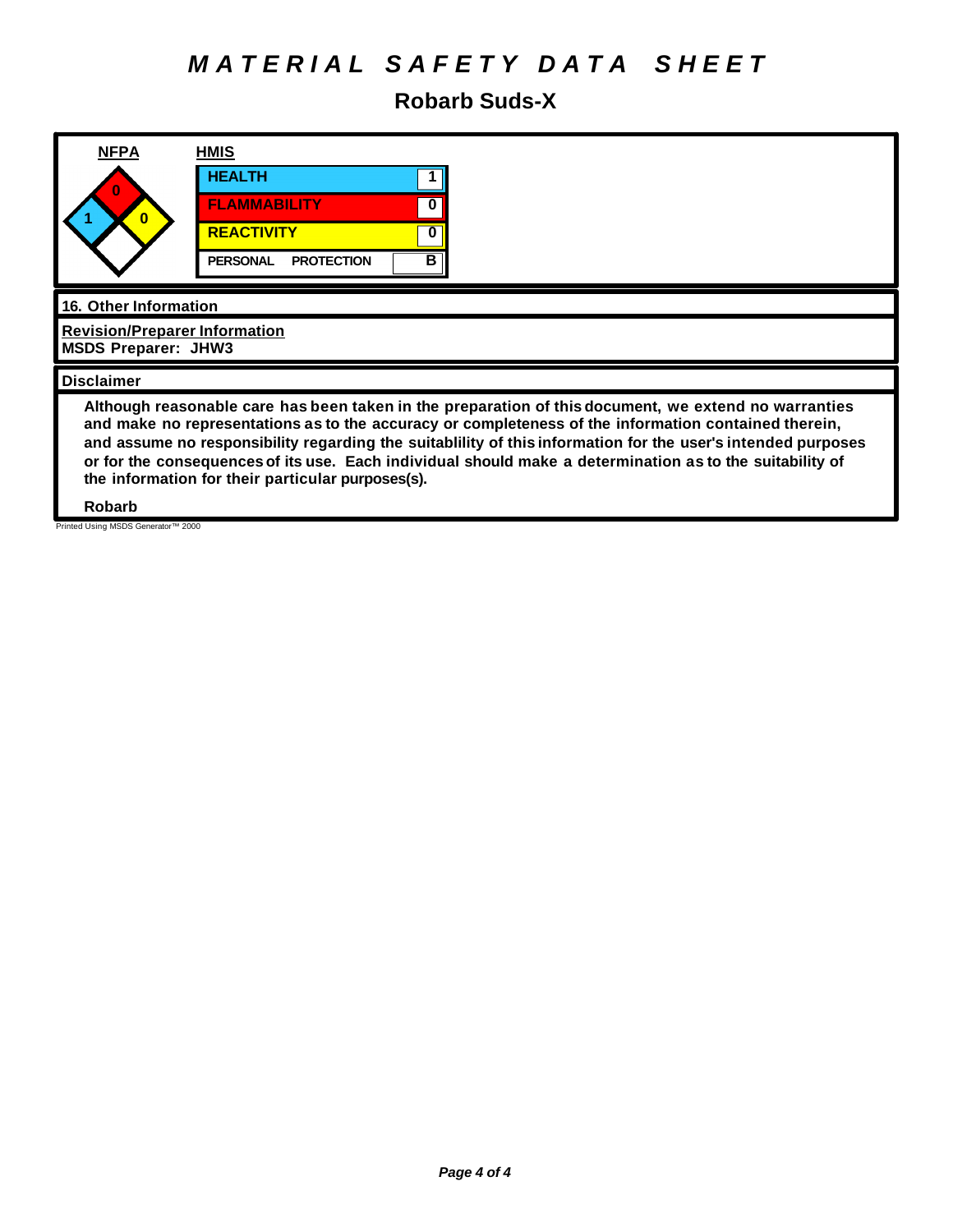# MATERIAL SAFETY DATA SHEET

## Robarb Suds-X

**NFPA**

0
1 0

**HMIS**

| | |
|---|---|
| HEALTH | 1 |
| FLAMMABILITY | 0 |
| REACTIVITY | 0 |
| PERSONAL PROTECTION | B |

### 16. Other Information

**Revision/Preparer Information**

**MSDS Preparer: JHW3**

### Disclaimer

**Although reasonable care has been taken in the preparation of this document, we extend no warranties and make no representations as to the accuracy or completeness of the information contained therein, and assume no responsibility regarding the suitablility of this information for the user's intended purposes or for the consequences of its use. Each individual should make a determination as to the suitability of the information for their particular purposes(s).**

**Robarb**

Printed Using MSDS Generator™ 2000